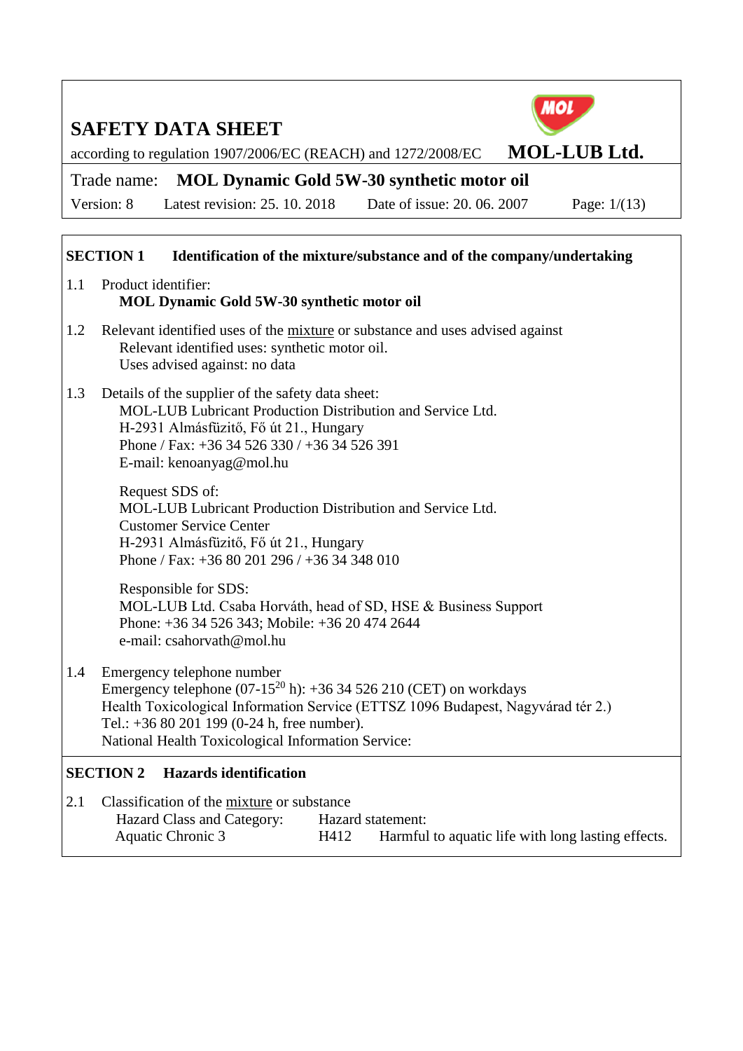# SAFETY DATA SHEET

according to regulation 1907/2006/EC (REACH) and 1272/2008/EC **MOL-LUB Ltd.**

Trade name: **MOL Dynamic Gold 5W-30 synthetic motor oil**

Version: 8 Latest revision: 25. 10. 2018 Date of issue: 20. 06. 2007

## SECTION 1 Identification of the mixture/substance and of the company/undertaking

1.1 Product identifier:
**MOL Dynamic Gold 5W-30 synthetic motor oil**

1.2 Relevant identified uses of the mixture or substance and uses advised against
Relevant identified uses: synthetic motor oil.
Uses advised against: no data

1.3 Details of the supplier of the safety data sheet:
MOL-LUB Lubricant Production Distribution and Service Ltd.
H-2931 Almásfüzitő, Fő út 21., Hungary
Phone / Fax: +36 34 526 330 / +36 34 526 391
E-mail: kenoanyag@mol.hu

Request SDS of:
MOL-LUB Lubricant Production Distribution and Service Ltd.
Customer Service Center
H-2931 Almásfüzitő, Fő út 21., Hungary
Phone / Fax: +36 80 201 296 / +36 34 348 010

Responsible for SDS:
MOL-LUB Ltd. Csaba Horváth, head of SD, HSE & Business Support
Phone: +36 34 526 343; Mobile: +36 20 474 2644
e-mail: csahorvath@mol.hu

1.4 Emergency telephone number
Emergency telephone (07-15[20] h): +36 34 526 210 (CET) on workdays
Health Toxicological Information Service (ETTSZ 1096 Budapest, Nagyvárad tér 2.)
Tel.: +36 80 201 199 (0-24 h, free number).
National Health Toxicological Information Service:

## SECTION 2 Hazards identification

2.1 Classification of the mixture or substance

| Hazard Class and Category: | Hazard statement: | |
|---|---|---|
| Aquatic Chronic 3 | H412 | Harmful to aquatic life with long lasting effects. |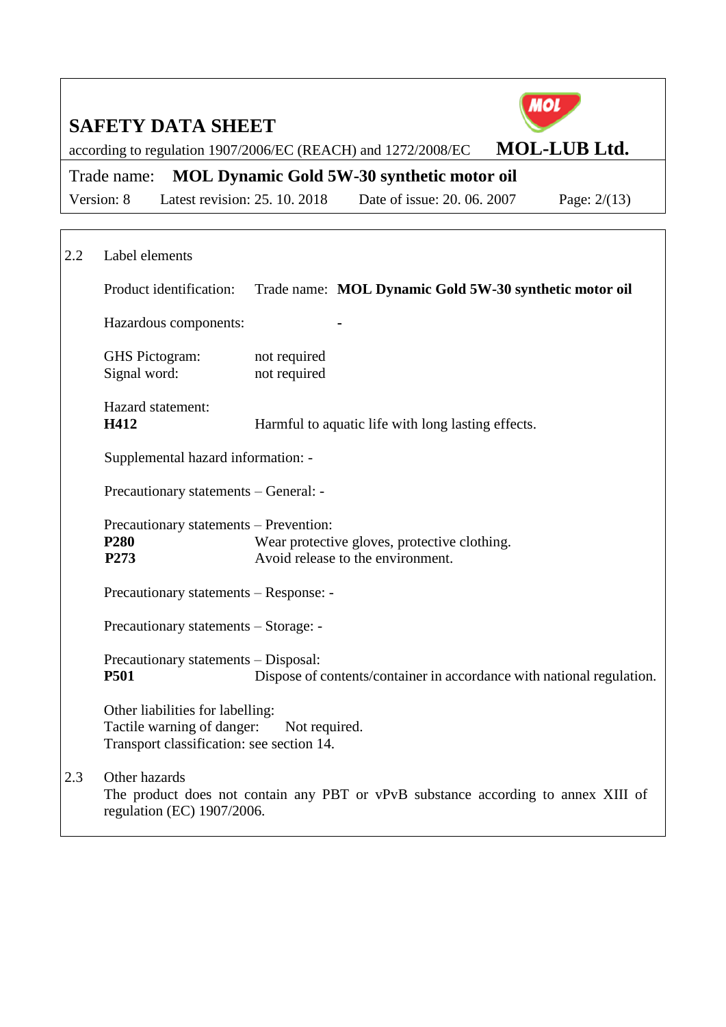## 2.2 Label elements

Product identification: Trade name: **MOL Dynamic Gold 5W-30 synthetic motor oil**

Hazardous components: -

GHS Pictogram: not required
Signal word: not required

Hazard statement:
**H412** Harmful to aquatic life with long lasting effects.

Supplemental hazard information: -

Precautionary statements – General: -

Precautionary statements – Prevention:
**P280** Wear protective gloves, protective clothing.
**P273** Avoid release to the environment.

Precautionary statements – Response: -

Precautionary statements – Storage: -

Precautionary statements – Disposal:
**P501** Dispose of contents/container in accordance with national regulation.

Other liabilities for labelling:
Tactile warning of danger: Not required.
Transport classification: see section 14.

## 2.3 Other hazards

The product does not contain any PBT or vPvB substance according to annex XIII of regulation (EC) 1907/2006.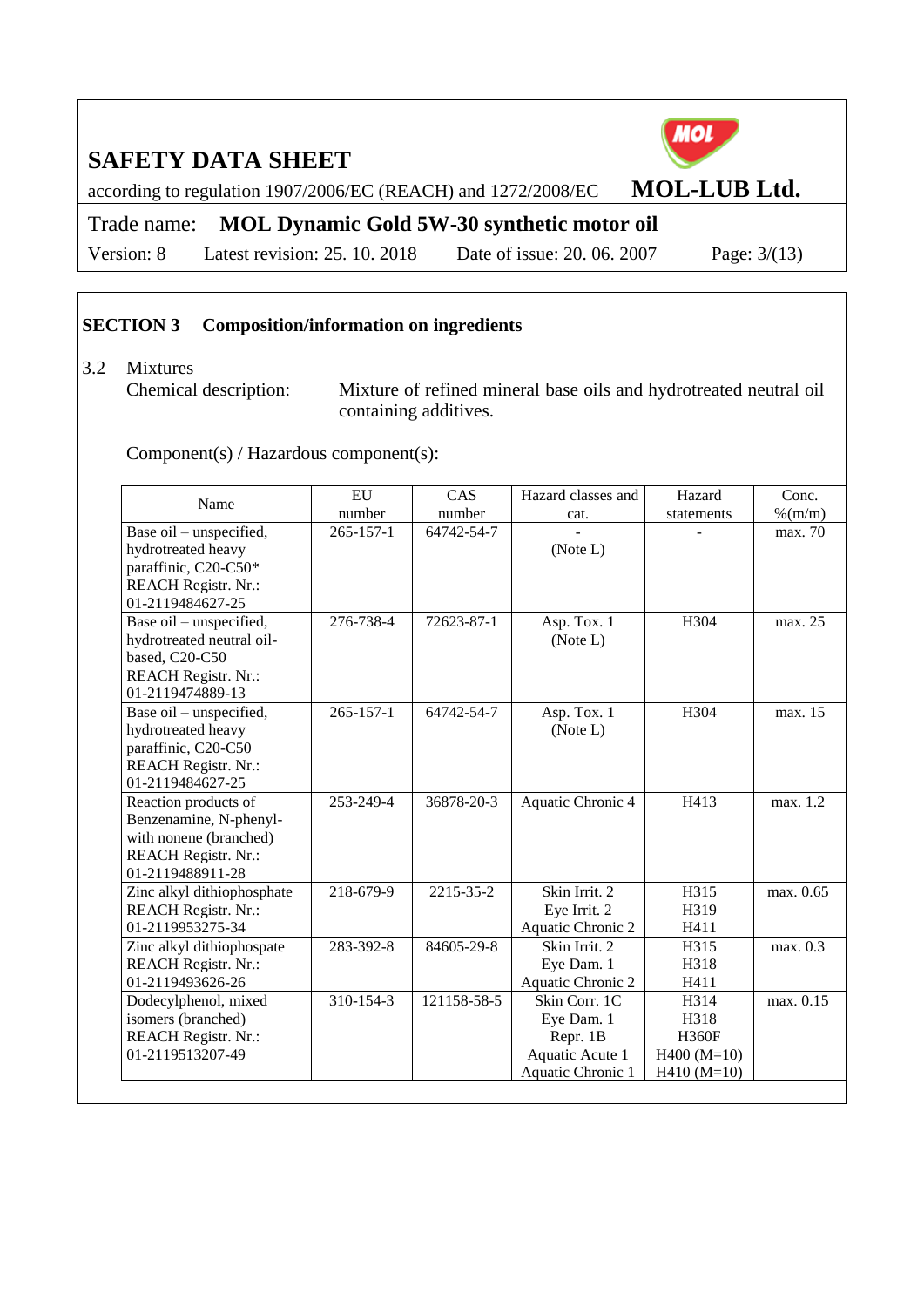## SECTION 3 Composition/information on ingredients

3.2 Mixtures

Chemical description: Mixture of refined mineral base oils and hydrotreated neutral oil containing additives.

Component(s) / Hazardous component(s):

| Name | EU number | CAS number | Hazard classes and cat. | Hazard statements | Conc. %(m/m) |
|---|---|---|---|---|---|
| Base oil – unspecified, hydrotreated heavy paraffinic, C20-C50* REACH Registr. Nr.: 01-2119484627-25 | 265-157-1 | 64742-54-7 | - (Note L) | - | max. 70 |
| Base oil – unspecified, hydrotreated neutral oil-based, C20-C50 REACH Registr. Nr.: 01-2119474889-13 | 276-738-4 | 72623-87-1 | Asp. Tox. 1 (Note L) | H304 | max. 25 |
| Base oil – unspecified, hydrotreated heavy paraffinic, C20-C50 REACH Registr. Nr.: 01-2119484627-25 | 265-157-1 | 64742-54-7 | Asp. Tox. 1 (Note L) | H304 | max. 15 |
| Reaction products of Benzenamine, N-phenyl- with nonene (branched) REACH Registr. Nr.: 01-2119488911-28 | 253-249-4 | 36878-20-3 | Aquatic Chronic 4 | H413 | max. 1.2 |
| Zinc alkyl dithiophosphate REACH Registr. Nr.: 01-2119953275-34 | 218-679-9 | 2215-35-2 | Skin Irrit. 2 Eye Irrit. 2 Aquatic Chronic 2 | H315 H319 H411 | max. 0.65 |
| Zinc alkyl dithiophospate REACH Registr. Nr.: 01-2119493626-26 | 283-392-8 | 84605-29-8 | Skin Irrit. 2 Eye Dam. 1 Aquatic Chronic 2 | H315 H318 H411 | max. 0.3 |
| Dodecylphenol, mixed isomers (branched) REACH Registr. Nr.: 01-2119513207-49 | 310-154-3 | 121158-58-5 | Skin Corr. 1C Eye Dam. 1 Repr. 1B Aquatic Acute 1 Aquatic Chronic 1 | H314 H318 H360F H400 (M=10) H410 (M=10) | max. 0.15 |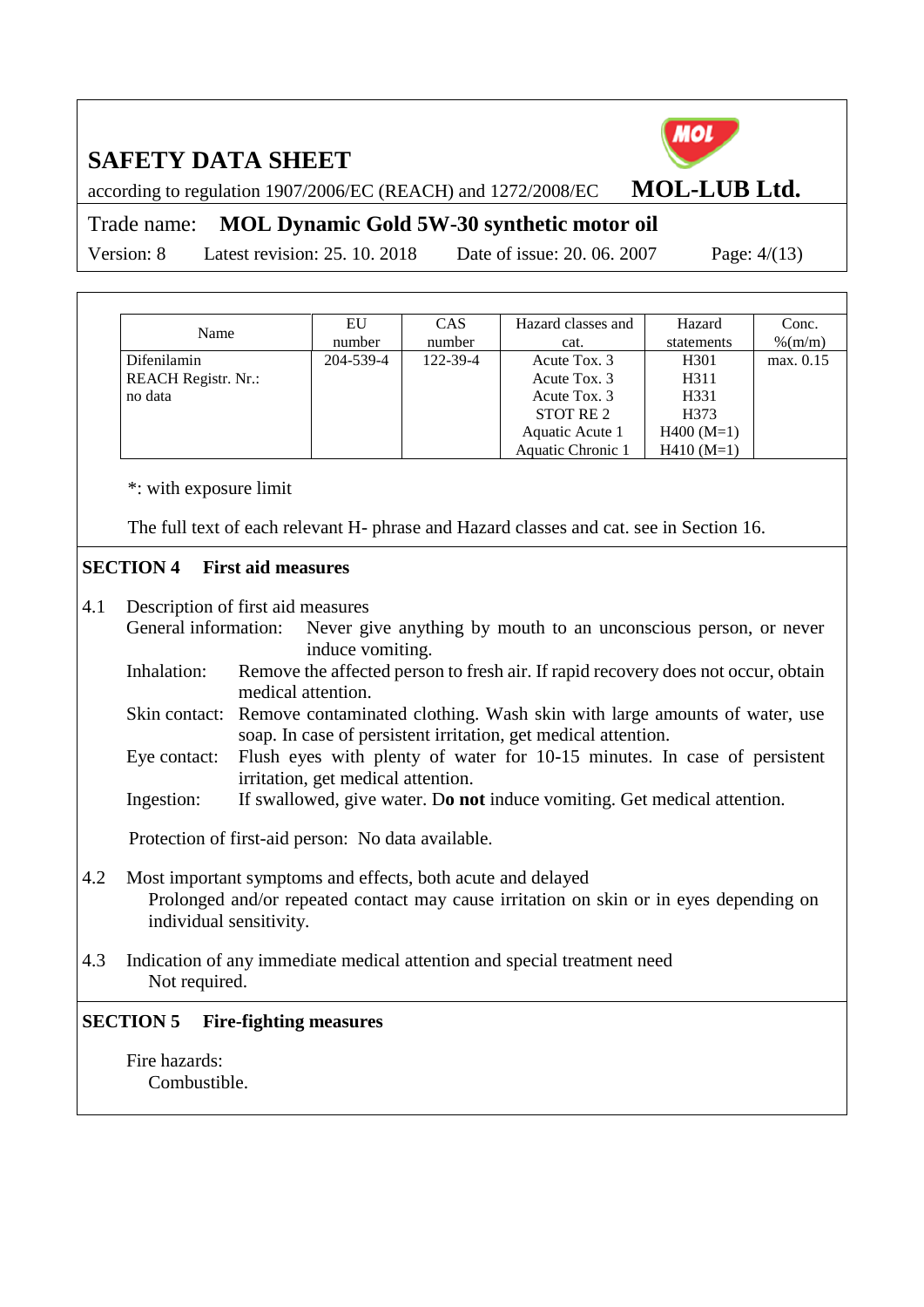| Name | EU number | CAS number | Hazard classes and cat. | Hazard statements | Conc. %(m/m) |
|---|---|---|---|---|---|
| Difenilamin<br>REACH Registr. Nr.:<br>no data | 204-539-4 | 122-39-4 | Acute Tox. 3<br>Acute Tox. 3<br>Acute Tox. 3<br>STOT RE 2<br>Aquatic Acute 1<br>Aquatic Chronic 1 | H301<br>H311<br>H331<br>H373<br>H400 (M=1)<br>H410 (M=1) | max. 0.15 |

*: with exposure limit

The full text of each relevant H- phrase and Hazard classes and cat. see in Section 16.

## SECTION 4 First aid measures

4.1 Description of first aid measures

General information: Never give anything by mouth to an unconscious person, or never induce vomiting.

Inhalation: Remove the affected person to fresh air. If rapid recovery does not occur, obtain medical attention.

Skin contact: Remove contaminated clothing. Wash skin with large amounts of water, use soap. In case of persistent irritation, get medical attention.

Eye contact: Flush eyes with plenty of water for 10-15 minutes. In case of persistent irritation, get medical attention.

Ingestion: If swallowed, give water. D**o not** induce vomiting. Get medical attention.

Protection of first-aid person: No data available.

4.2 Most important symptoms and effects, both acute and delayed

Prolonged and/or repeated contact may cause irritation on skin or in eyes depending on individual sensitivity.

4.3 Indication of any immediate medical attention and special treatment need

Not required.

## SECTION 5 Fire-fighting measures

Fire hazards:

Combustible.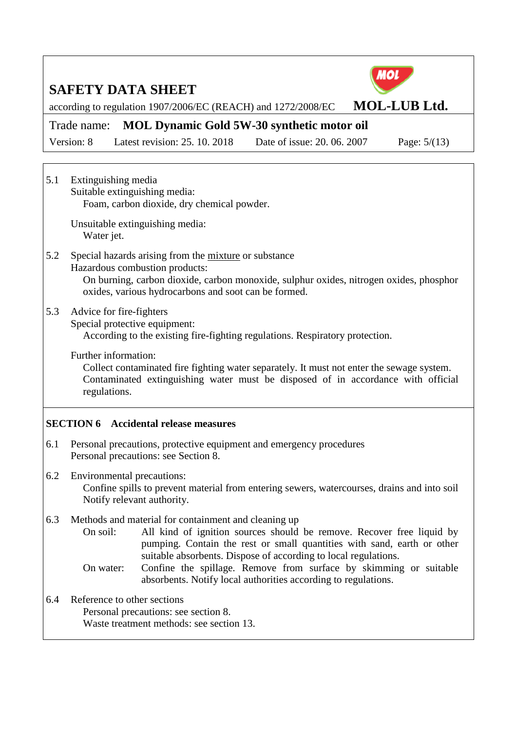5.1 Extinguishing media

Suitable extinguishing media:

Foam, carbon dioxide, dry chemical powder.

Unsuitable extinguishing media:

Water jet.

5.2 Special hazards arising from the mixture or substance

Hazardous combustion products:

On burning, carbon dioxide, carbon monoxide, sulphur oxides, nitrogen oxides, phosphor oxides, various hydrocarbons and soot can be formed.

5.3 Advice for fire-fighters

Special protective equipment:

According to the existing fire-fighting regulations. Respiratory protection.

Further information:

Collect contaminated fire fighting water separately. It must not enter the sewage system. Contaminated extinguishing water must be disposed of in accordance with official regulations.

## SECTION 6 Accidental release measures

6.1 Personal precautions, protective equipment and emergency procedures

Personal precautions: see Section 8.

6.2 Environmental precautions:

Confine spills to prevent material from entering sewers, watercourses, drains and into soil Notify relevant authority.

6.3 Methods and material for containment and cleaning up

On soil: All kind of ignition sources should be remove. Recover free liquid by pumping. Contain the rest or small quantities with sand, earth or other suitable absorbents. Dispose of according to local regulations.

On water: Confine the spillage. Remove from surface by skimming or suitable absorbents. Notify local authorities according to regulations.

6.4 Reference to other sections

Personal precautions: see section 8.

Waste treatment methods: see section 13.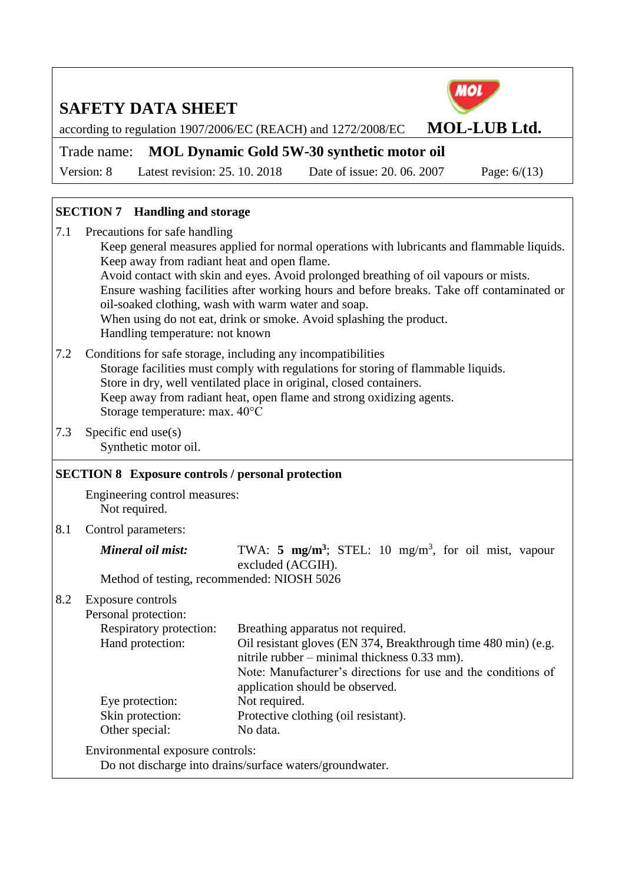## SECTION 7 Handling and storage

7.1 Precautions for safe handling

Keep general measures applied for normal operations with lubricants and flammable liquids.
Keep away from radiant heat and open flame.
Avoid contact with skin and eyes. Avoid prolonged breathing of oil vapours or mists.
Ensure washing facilities after working hours and before breaks. Take off contaminated or oil-soaked clothing, wash with warm water and soap.
When using do not eat, drink or smoke. Avoid splashing the product.
Handling temperature: not known

7.2 Conditions for safe storage, including any incompatibilities

Storage facilities must comply with regulations for storing of flammable liquids.
Store in dry, well ventilated place in original, closed containers.
Keep away from radiant heat, open flame and strong oxidizing agents.
Storage temperature: max. 40°C

7.3 Specific end use(s)

Synthetic motor oil.

## SECTION 8 Exposure controls / personal protection

Engineering control measures:
Not required.

8.1 Control parameters:

| | |
|---|---|
| ***Mineral oil mist:*** | TWA: **5 mg/m$^3$**; STEL: 10 mg/m$^3$, for oil mist, vapour excluded (ACGIH). |

Method of testing, recommended: NIOSH 5026

8.2 Exposure controls

Personal protection:

| | |
|---|---|
| Respiratory protection: | Breathing apparatus not required. |
| Hand protection: | Oil resistant gloves (EN 374, Breakthrough time 480 min) (e.g. nitrile rubber – minimal thickness 0.33 mm). Note: Manufacturer's directions for use and the conditions of application should be observed. |
| Eye protection: | Not required. |
| Skin protection: | Protective clothing (oil resistant). |
| Other special: | No data. |

Environmental exposure controls:
Do not discharge into drains/surface waters/groundwater.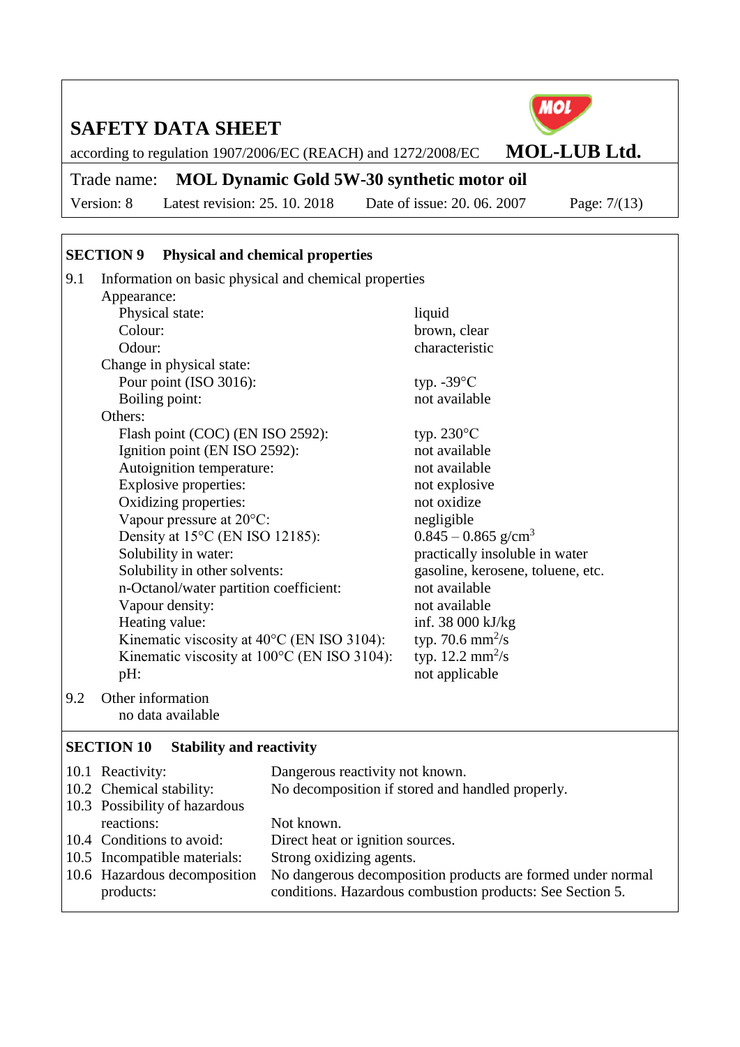## SECTION 9 Physical and chemical properties

9.1 Information on basic physical and chemical properties

| Property | Value |
|---|---|
| **Appearance:** | |
| Physical state: | liquid |
| Colour: | brown, clear |
| Odour: | characteristic |
| **Change in physical state:** | |
| Pour point (ISO 3016): | typ. -39°C |
| Boiling point: | not available |
| **Others:** | |
| Flash point (COC) (EN ISO 2592): | typ. 230°C |
| Ignition point (EN ISO 2592): | not available |
| Autoignition temperature: | not available |
| Explosive properties: | not explosive |
| Oxidizing properties: | not oxidize |
| Vapour pressure at 20°C: | negligible |
| Density at 15°C (EN ISO 12185): | 0.845 – 0.865 g/cm$^3$ |
| Solubility in water: | practically insoluble in water |
| Solubility in other solvents: | gasoline, kerosene, toluene, etc. |
| n-Octanol/water partition coefficient: | not available |
| Vapour density: | not available |
| Heating value: | inf. 38 000 kJ/kg |
| Kinematic viscosity at 40°C (EN ISO 3104): | typ. 70.6 mm$^2$/s |
| Kinematic viscosity at 100°C (EN ISO 3104): | typ. 12.2 mm$^2$/s |
| pH: | not applicable |

9.2 Other information

no data available

## SECTION 10 Stability and reactivity

| | |
|---|---|
| 10.1 Reactivity: | Dangerous reactivity not known. |
| 10.2 Chemical stability: | No decomposition if stored and handled properly. |
| 10.3 Possibility of hazardous reactions: | Not known. |
| 10.4 Conditions to avoid: | Direct heat or ignition sources. |
| 10.5 Incompatible materials: | Strong oxidizing agents. |
| 10.6 Hazardous decomposition products: | No dangerous decomposition products are formed under normal conditions. Hazardous combustion products: See Section 5. |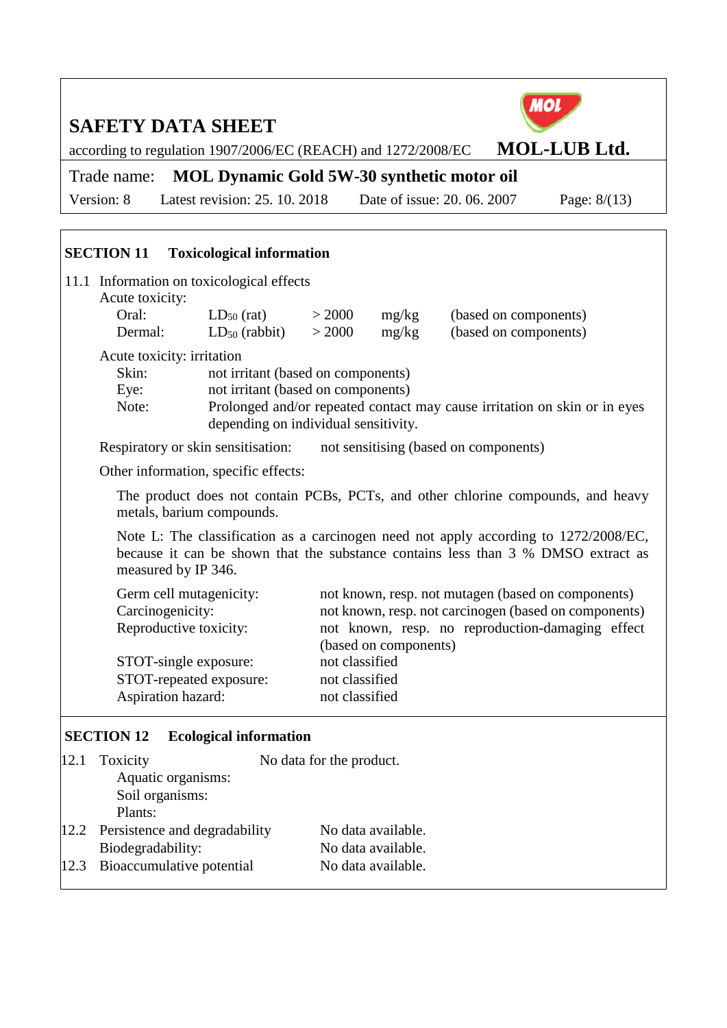## SECTION 11 Toxicological information

11.1 Information on toxicological effects

Acute toxicity:

| | | | | |
|---|---|---|---|---|
| Oral: | $LD_{50}$ (rat) | > 2000 | mg/kg | (based on components) |
| Dermal: | $LD_{50}$ (rabbit) | > 2000 | mg/kg | (based on components) |

Acute toxicity: irritation

| | |
|---|---|
| Skin: | not irritant (based on components) |
| Eye: | not irritant (based on components) |
| Note: | Prolonged and/or repeated contact may cause irritation on skin or in eyes depending on individual sensitivity. |

Respiratory or skin sensitisation: not sensitising (based on components)

Other information, specific effects:

The product does not contain PCBs, PCTs, and other chlorine compounds, and heavy metals, barium compounds.

Note L: The classification as a carcinogen need not apply according to 1272/2008/EC, because it can be shown that the substance contains less than 3 % DMSO extract as measured by IP 346.

| | |
|---|---|
| Germ cell mutagenicity: | not known, resp. not mutagen (based on components) |
| Carcinogenicity: | not known, resp. not carcinogen (based on components) |
| Reproductive toxicity: | not known, resp. no reproduction-damaging effect (based on components) |
| STOT-single exposure: | not classified |
| STOT-repeated exposure: | not classified |
| Aspiration hazard: | not classified |

## SECTION 12 Ecological information

12.1 Toxicity — No data for the product.

- Aquatic organisms:
- Soil organisms:
- Plants:

12.2 Persistence and degradability — No data available.

Biodegradability: No data available.

12.3 Bioaccumulative potential — No data available.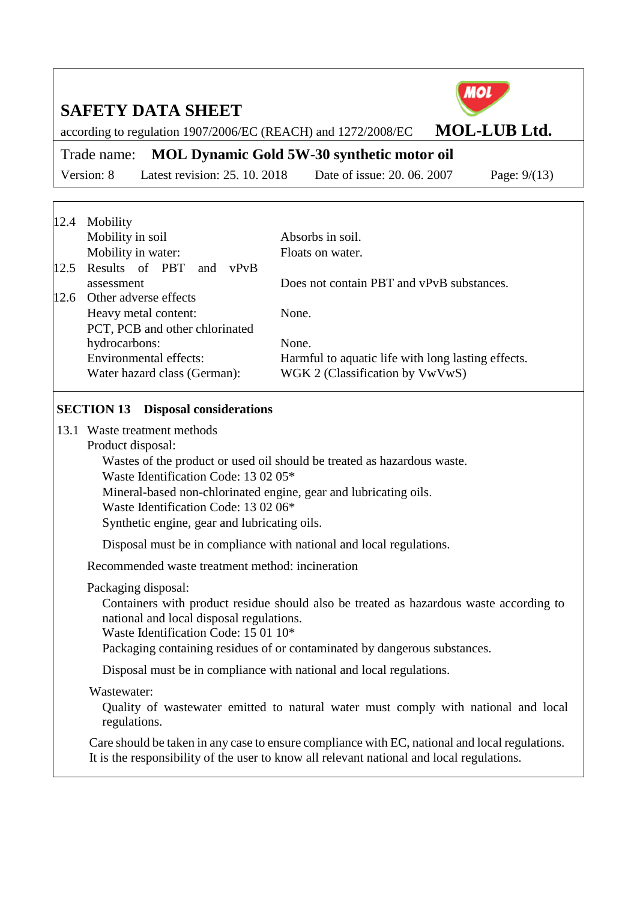| | | |
|---|---|---|
| 12.4 | Mobility | |
| | Mobility in soil | Absorbs in soil. |
| | Mobility in water: | Floats on water. |
| 12.5 | Results of PBT and vPvB assessment | Does not contain PBT and vPvB substances. |
| 12.6 | Other adverse effects | |
| | Heavy metal content: | None. |
| | PCT, PCB and other chlorinated hydrocarbons: | None. |
| | Environmental effects: | Harmful to aquatic life with long lasting effects. |
| | Water hazard class (German): | WGK 2 (Classification by VwVwS) |

## SECTION 13 Disposal considerations

13.1 Waste treatment methods

Product disposal:

Wastes of the product or used oil should be treated as hazardous waste.
Waste Identification Code: 13 02 05*
Mineral-based non-chlorinated engine, gear and lubricating oils.
Waste Identification Code: 13 02 06*
Synthetic engine, gear and lubricating oils.

Disposal must be in compliance with national and local regulations.

Recommended waste treatment method: incineration

Packaging disposal:

Containers with product residue should also be treated as hazardous waste according to national and local disposal regulations.
Waste Identification Code: 15 01 10*
Packaging containing residues of or contaminated by dangerous substances.

Disposal must be in compliance with national and local regulations.

Wastewater:

Quality of wastewater emitted to natural water must comply with national and local regulations.

Care should be taken in any case to ensure compliance with EC, national and local regulations. It is the responsibility of the user to know all relevant national and local regulations.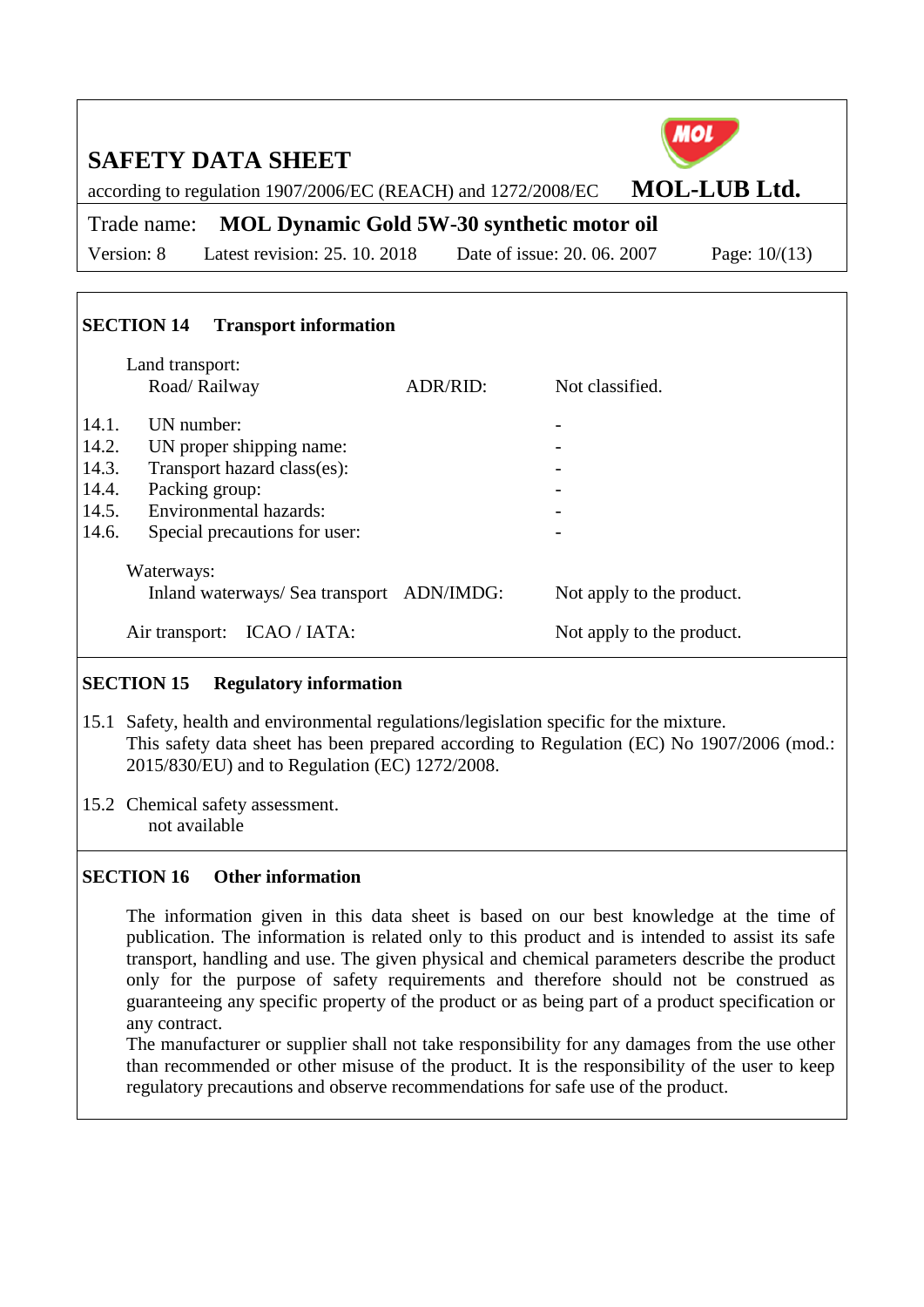## SECTION 14 Transport information

Land transport:

| | | |
|---|---|---|
| Road/ Railway | ADR/RID: | Not classified. |

| | | |
|---|---|---|
| 14.1. | UN number: | - |
| 14.2. | UN proper shipping name: | - |
| 14.3. | Transport hazard class(es): | - |
| 14.4. | Packing group: | - |
| 14.5. | Environmental hazards: | - |
| 14.6. | Special precautions for user: | - |

Waterways:

| | | |
|---|---|---|
| Inland waterways/ Sea transport | ADN/IMDG: | Not apply to the product. |
| Air transport: | ICAO / IATA: | Not apply to the product. |

## SECTION 15 Regulatory information

15.1 Safety, health and environmental regulations/legislation specific for the mixture.
This safety data sheet has been prepared according to Regulation (EC) No 1907/2006 (mod.: 2015/830/EU) and to Regulation (EC) 1272/2008.

15.2 Chemical safety assessment.
not available

## SECTION 16 Other information

The information given in this data sheet is based on our best knowledge at the time of publication. The information is related only to this product and is intended to assist its safe transport, handling and use. The given physical and chemical parameters describe the product only for the purpose of safety requirements and therefore should not be construed as guaranteeing any specific property of the product or as being part of a product specification or any contract.
The manufacturer or supplier shall not take responsibility for any damages from the use other than recommended or other misuse of the product. It is the responsibility of the user to keep regulatory precautions and observe recommendations for safe use of the product.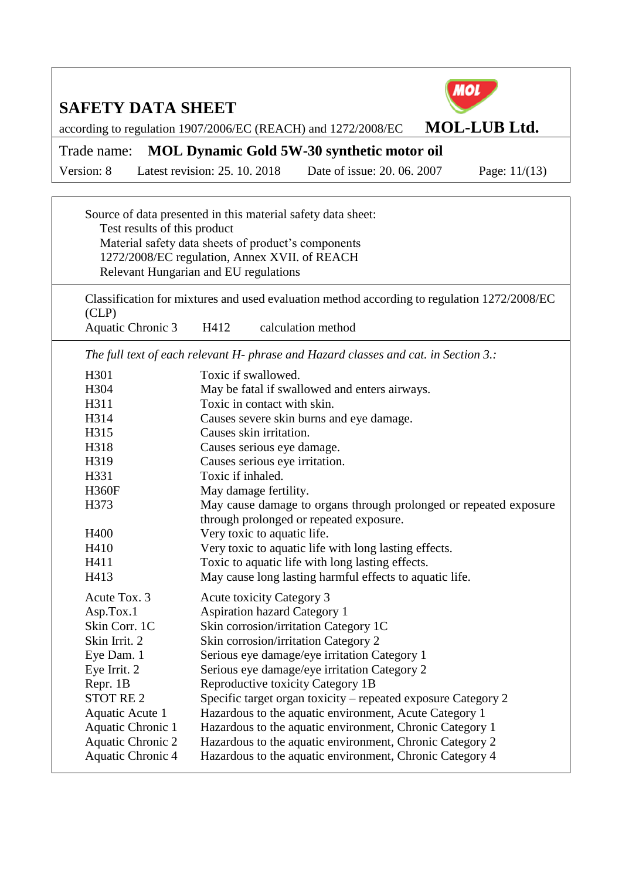Source of data presented in this material safety data sheet:

- Test results of this product
- Material safety data sheets of product's components
- 1272/2008/EC regulation, Annex XVII. of REACH
- Relevant Hungarian and EU regulations

Classification for mixtures and used evaluation method according to regulation 1272/2008/EC (CLP)

| | | |
|---|---|---|
| Aquatic Chronic 3 | H412 | calculation method |

*The full text of each relevant H- phrase and Hazard classes and cat. in Section 3.:*

| | |
|---|---|
| H301 | Toxic if swallowed. |
| H304 | May be fatal if swallowed and enters airways. |
| H311 | Toxic in contact with skin. |
| H314 | Causes severe skin burns and eye damage. |
| H315 | Causes skin irritation. |
| H318 | Causes serious eye damage. |
| H319 | Causes serious eye irritation. |
| H331 | Toxic if inhaled. |
| H360F | May damage fertility. |
| H373 | May cause damage to organs through prolonged or repeated exposure through prolonged or repeated exposure. |
| H400 | Very toxic to aquatic life. |
| H410 | Very toxic to aquatic life with long lasting effects. |
| H411 | Toxic to aquatic life with long lasting effects. |
| H413 | May cause long lasting harmful effects to aquatic life. |

| | |
|---|---|
| Acute Tox. 3 | Acute toxicity Category 3 |
| Asp.Tox.1 | Aspiration hazard Category 1 |
| Skin Corr. 1C | Skin corrosion/irritation Category 1C |
| Skin Irrit. 2 | Skin corrosion/irritation Category 2 |
| Eye Dam. 1 | Serious eye damage/eye irritation Category 1 |
| Eye Irrit. 2 | Serious eye damage/eye irritation Category 2 |
| Repr. 1B | Reproductive toxicity Category 1B |
| STOT RE 2 | Specific target organ toxicity – repeated exposure Category 2 |
| Aquatic Acute 1 | Hazardous to the aquatic environment, Acute Category 1 |
| Aquatic Chronic 1 | Hazardous to the aquatic environment, Chronic Category 1 |
| Aquatic Chronic 2 | Hazardous to the aquatic environment, Chronic Category 2 |
| Aquatic Chronic 4 | Hazardous to the aquatic environment, Chronic Category 4 |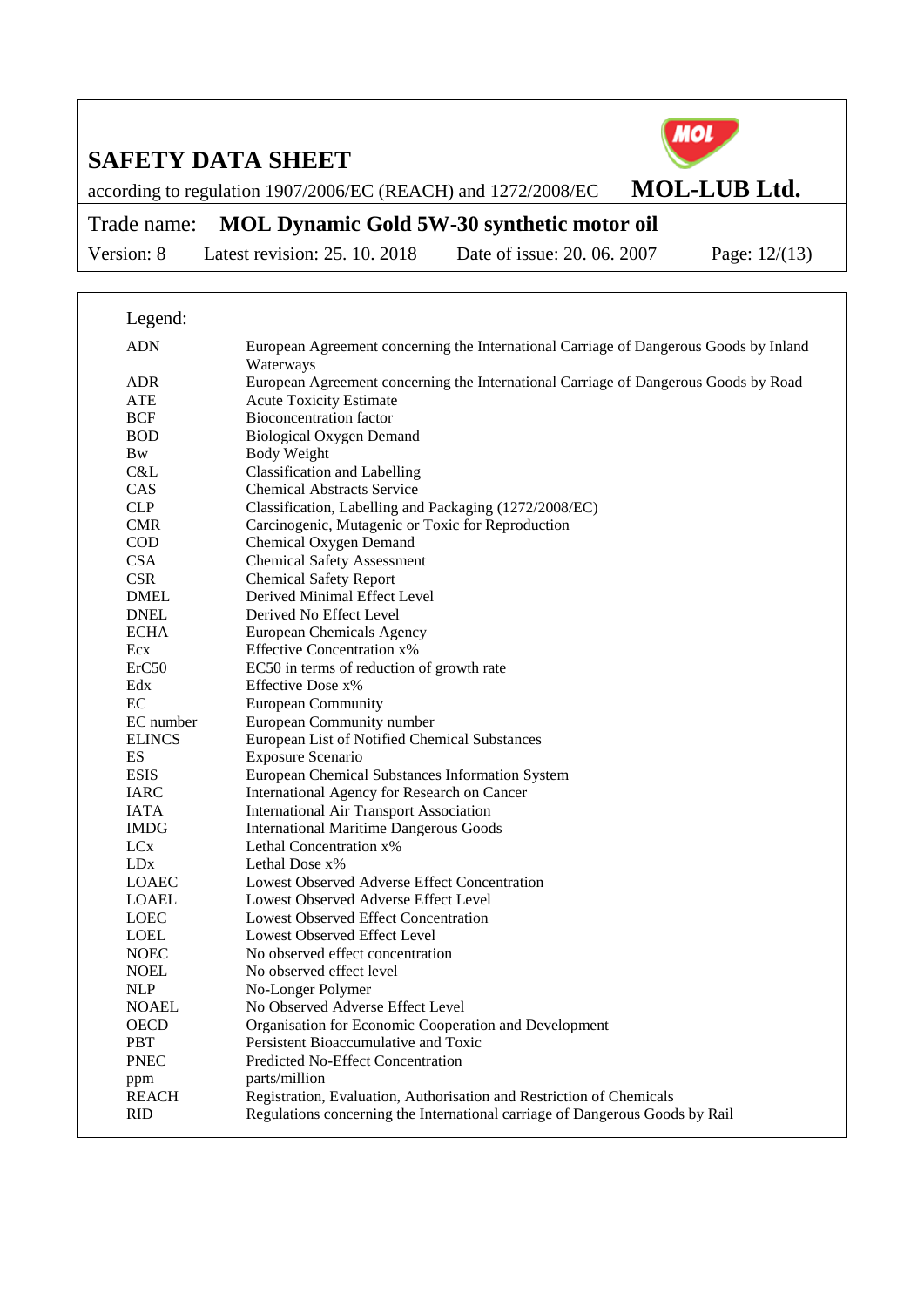Legend:

| | |
|---|---|
| ADN | European Agreement concerning the International Carriage of Dangerous Goods by Inland Waterways |
| ADR | European Agreement concerning the International Carriage of Dangerous Goods by Road |
| ATE | Acute Toxicity Estimate |
| BCF | Bioconcentration factor |
| BOD | Biological Oxygen Demand |
| Bw | Body Weight |
| C&L | Classification and Labelling |
| CAS | Chemical Abstracts Service |
| CLP | Classification, Labelling and Packaging (1272/2008/EC) |
| CMR | Carcinogenic, Mutagenic or Toxic for Reproduction |
| COD | Chemical Oxygen Demand |
| CSA | Chemical Safety Assessment |
| CSR | Chemical Safety Report |
| DMEL | Derived Minimal Effect Level |
| DNEL | Derived No Effect Level |
| ECHA | European Chemicals Agency |
| Ecx | Effective Concentration x% |
| ErC50 | EC50 in terms of reduction of growth rate |
| Edx | Effective Dose x% |
| EC | European Community |
| EC number | European Community number |
| ELINCS | European List of Notified Chemical Substances |
| ES | Exposure Scenario |
| ESIS | European Chemical Substances Information System |
| IARC | International Agency for Research on Cancer |
| IATA | International Air Transport Association |
| IMDG | International Maritime Dangerous Goods |
| LCx | Lethal Concentration x% |
| LDx | Lethal Dose x% |
| LOAEC | Lowest Observed Adverse Effect Concentration |
| LOAEL | Lowest Observed Adverse Effect Level |
| LOEC | Lowest Observed Effect Concentration |
| LOEL | Lowest Observed Effect Level |
| NOEC | No observed effect concentration |
| NOEL | No observed effect level |
| NLP | No-Longer Polymer |
| NOAEL | No Observed Adverse Effect Level |
| OECD | Organisation for Economic Cooperation and Development |
| PBT | Persistent Bioaccumulative and Toxic |
| PNEC | Predicted No-Effect Concentration |
| ppm | parts/million |
| REACH | Registration, Evaluation, Authorisation and Restriction of Chemicals |
| RID | Regulations concerning the International carriage of Dangerous Goods by Rail |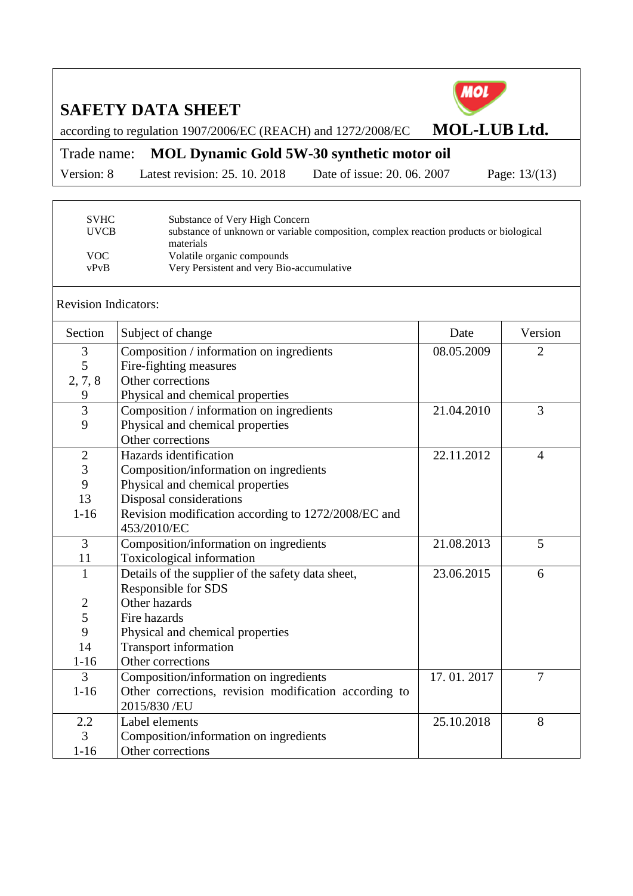| | |
|---|---|
| SVHC | Substance of Very High Concern |
| UVCB | substance of unknown or variable composition, complex reaction products or biological materials |
| VOC | Volatile organic compounds |
| vPvB | Very Persistent and very Bio-accumulative |

Revision Indicators:

| Section | Subject of change | Date | Version |
|---|---|---|---|
| 3<br>5<br>2, 7, 8<br>9 | Composition / information on ingredients<br>Fire-fighting measures<br>Other corrections<br>Physical and chemical properties | 08.05.2009 | 2 |
| 3<br>9 | Composition / information on ingredients<br>Physical and chemical properties<br>Other corrections | 21.04.2010 | 3 |
| 2<br>3<br>9<br>13<br>1-16 | Hazards identification<br>Composition/information on ingredients<br>Physical and chemical properties<br>Disposal considerations<br>Revision modification according to 1272/2008/EC and 453/2010/EC | 22.11.2012 | 4 |
| 3<br>11 | Composition/information on ingredients<br>Toxicological information | 21.08.2013 | 5 |
| 1<br><br>2<br>5<br>9<br>14<br>1-16 | Details of the supplier of the safety data sheet, Responsible for SDS<br>Other hazards<br>Fire hazards<br>Physical and chemical properties<br>Transport information<br>Other corrections | 23.06.2015 | 6 |
| 3<br>1-16 | Composition/information on ingredients<br>Other corrections, revision modification according to 2015/830 /EU | 17. 01. 2017 | 7 |
| 2.2<br>3<br>1-16 | Label elements<br>Composition/information on ingredients<br>Other corrections | 25.10.2018 | 8 |